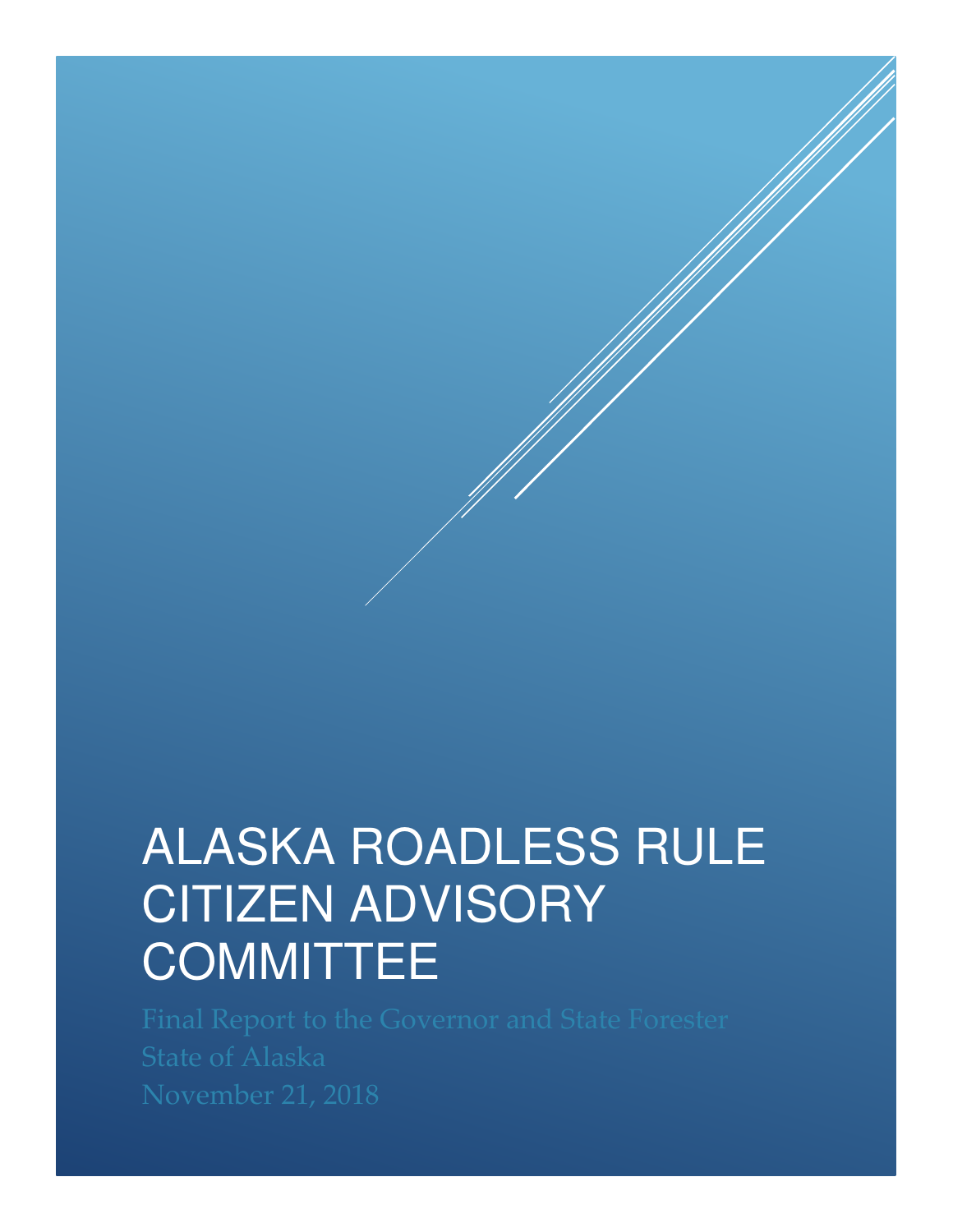# ALASKA ROADLESS RULE CITIZEN ADVISORY COMMITTEE

Final Report to the Governor and State Forester

State of Alaska

November 21, 2018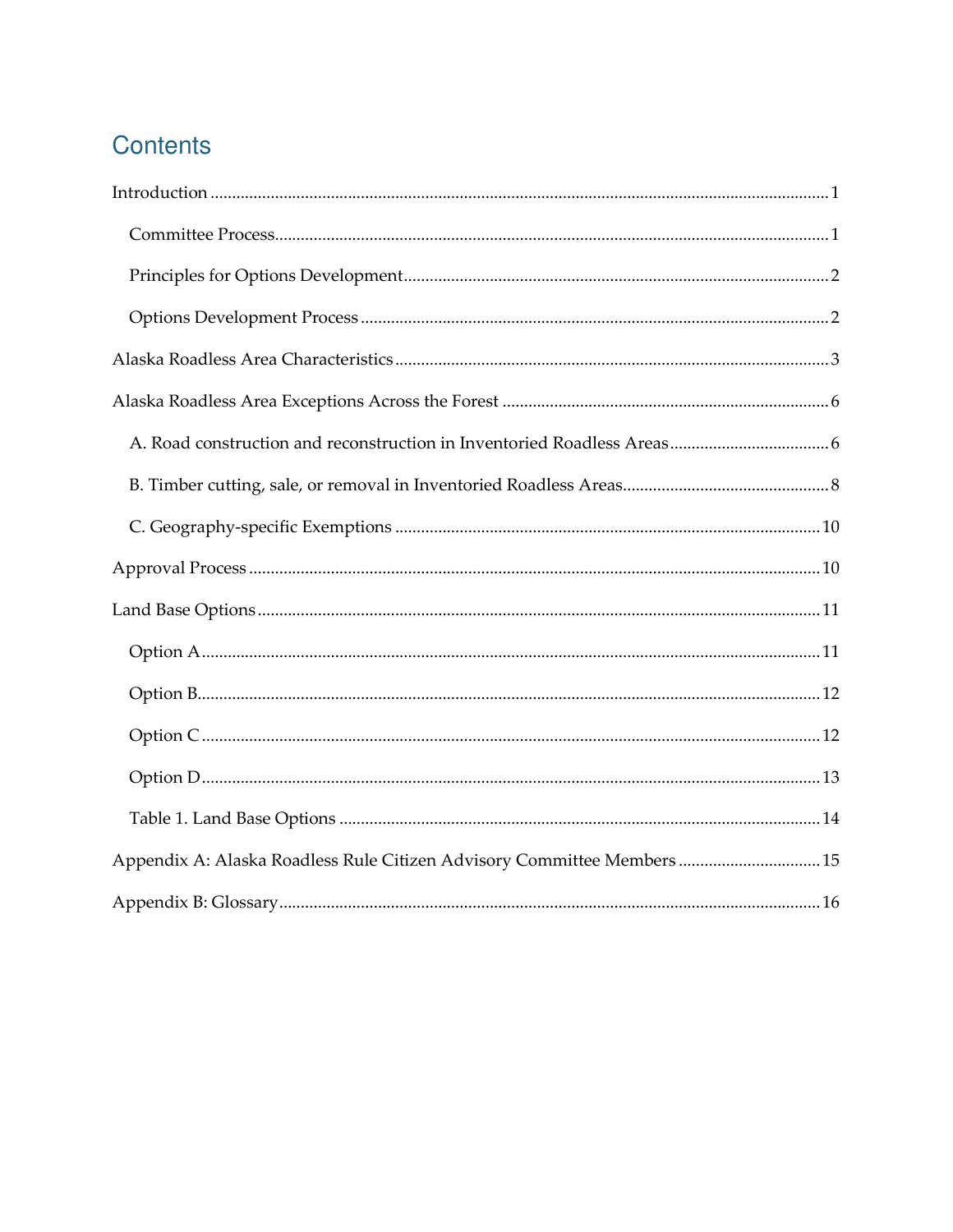# Contents

Introduction ........................................................................................................................................ 1

- Committee Process........................................................................................................................ 1
- Principles for Options Development.......................................................................................... 2
- Options Development Process .................................................................................................... 2

Alaska Roadless Area Characteristics ............................................................................................. 3

Alaska Roadless Area Exceptions Across the Forest .................................................................... 6

- A. Road construction and reconstruction in Inventoried Roadless Areas.................................... 6
- B. Timber cutting, sale, or removal in Inventoried Roadless Areas............................................... 8
- C. Geography-specific Exemptions ............................................................................................. 10

Approval Process ............................................................................................................................ 10

Land Base Options .......................................................................................................................... 11

- Option A....................................................................................................................................... 11
- Option B....................................................................................................................................... 12
- Option C ....................................................................................................................................... 12
- Option D....................................................................................................................................... 13
- Table 1. Land Base Options ........................................................................................................ 14

Appendix A: Alaska Roadless Rule Citizen Advisory Committee Members ................................ 15

Appendix B: Glossary....................................................................................................................... 16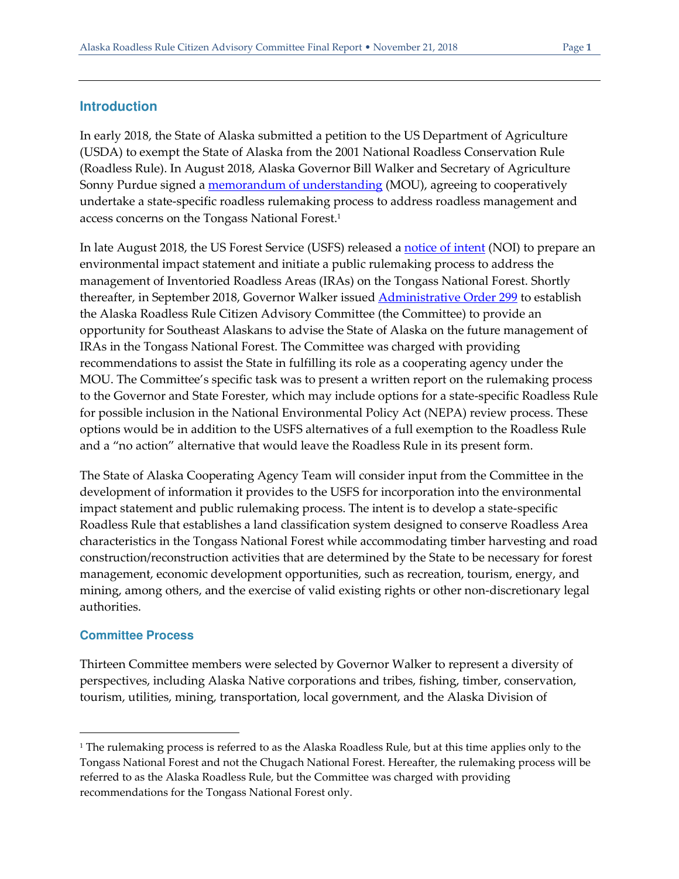## Introduction

In early 2018, the State of Alaska submitted a petition to the US Department of Agriculture (USDA) to exempt the State of Alaska from the 2001 National Roadless Conservation Rule (Roadless Rule). In August 2018, Alaska Governor Bill Walker and Secretary of Agriculture Sonny Purdue signed a memorandum of understanding (MOU), agreeing to cooperatively undertake a state-specific roadless rulemaking process to address roadless management and access concerns on the Tongass National Forest.[1]

In late August 2018, the US Forest Service (USFS) released a notice of intent (NOI) to prepare an environmental impact statement and initiate a public rulemaking process to address the management of Inventoried Roadless Areas (IRAs) on the Tongass National Forest. Shortly thereafter, in September 2018, Governor Walker issued Administrative Order 299 to establish the Alaska Roadless Rule Citizen Advisory Committee (the Committee) to provide an opportunity for Southeast Alaskans to advise the State of Alaska on the future management of IRAs in the Tongass National Forest. The Committee was charged with providing recommendations to assist the State in fulfilling its role as a cooperating agency under the MOU. The Committee's specific task was to present a written report on the rulemaking process to the Governor and State Forester, which may include options for a state-specific Roadless Rule for possible inclusion in the National Environmental Policy Act (NEPA) review process. These options would be in addition to the USFS alternatives of a full exemption to the Roadless Rule and a "no action" alternative that would leave the Roadless Rule in its present form.

The State of Alaska Cooperating Agency Team will consider input from the Committee in the development of information it provides to the USFS for incorporation into the environmental impact statement and public rulemaking process. The intent is to develop a state-specific Roadless Rule that establishes a land classification system designed to conserve Roadless Area characteristics in the Tongass National Forest while accommodating timber harvesting and road construction/reconstruction activities that are determined by the State to be necessary for forest management, economic development opportunities, such as recreation, tourism, energy, and mining, among others, and the exercise of valid existing rights or other non-discretionary legal authorities.

### Committee Process

Thirteen Committee members were selected by Governor Walker to represent a diversity of perspectives, including Alaska Native corporations and tribes, fishing, timber, conservation, tourism, utilities, mining, transportation, local government, and the Alaska Division of

---

[1] The rulemaking process is referred to as the Alaska Roadless Rule, but at this time applies only to the Tongass National Forest and not the Chugach National Forest. Hereafter, the rulemaking process will be referred to as the Alaska Roadless Rule, but the Committee was charged with providing recommendations for the Tongass National Forest only.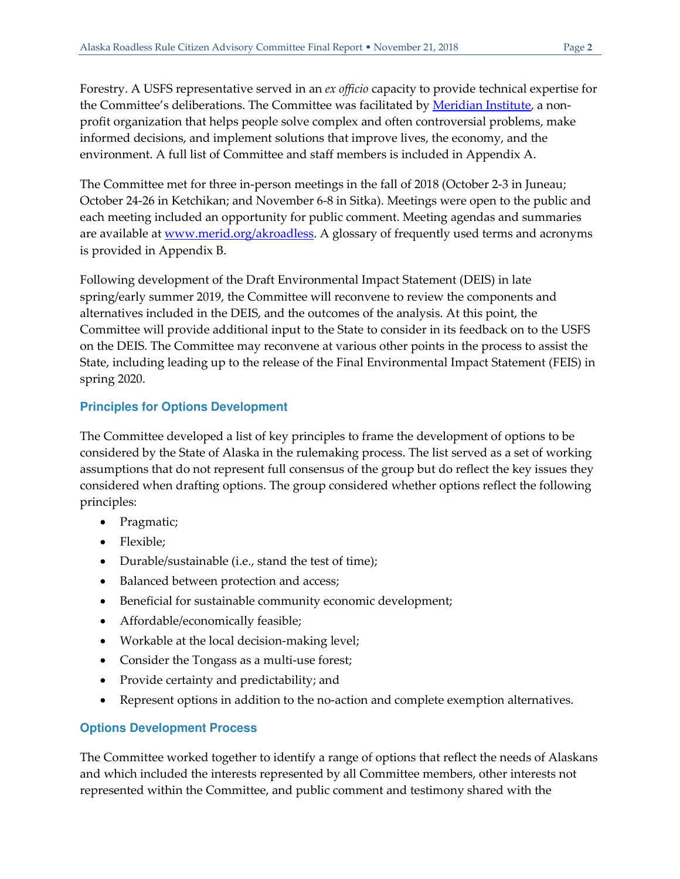Forestry. A USFS representative served in an *ex officio* capacity to provide technical expertise for the Committee's deliberations. The Committee was facilitated by [Meridian Institute](), a non-profit organization that helps people solve complex and often controversial problems, make informed decisions, and implement solutions that improve lives, the economy, and the environment. A full list of Committee and staff members is included in Appendix A.

The Committee met for three in-person meetings in the fall of 2018 (October 2-3 in Juneau; October 24-26 in Ketchikan; and November 6-8 in Sitka). Meetings were open to the public and each meeting included an opportunity for public comment. Meeting agendas and summaries are available at www.merid.org/akroadless. A glossary of frequently used terms and acronyms is provided in Appendix B.

Following development of the Draft Environmental Impact Statement (DEIS) in late spring/early summer 2019, the Committee will reconvene to review the components and alternatives included in the DEIS, and the outcomes of the analysis. At this point, the Committee will provide additional input to the State to consider in its feedback on to the USFS on the DEIS. The Committee may reconvene at various other points in the process to assist the State, including leading up to the release of the Final Environmental Impact Statement (FEIS) in spring 2020.

### Principles for Options Development

The Committee developed a list of key principles to frame the development of options to be considered by the State of Alaska in the rulemaking process. The list served as a set of working assumptions that do not represent full consensus of the group but do reflect the key issues they considered when drafting options. The group considered whether options reflect the following principles:

- Pragmatic;
- Flexible;
- Durable/sustainable (i.e., stand the test of time);
- Balanced between protection and access;
- Beneficial for sustainable community economic development;
- Affordable/economically feasible;
- Workable at the local decision-making level;
- Consider the Tongass as a multi-use forest;
- Provide certainty and predictability; and
- Represent options in addition to the no-action and complete exemption alternatives.

### Options Development Process

The Committee worked together to identify a range of options that reflect the needs of Alaskans and which included the interests represented by all Committee members, other interests not represented within the Committee, and public comment and testimony shared with the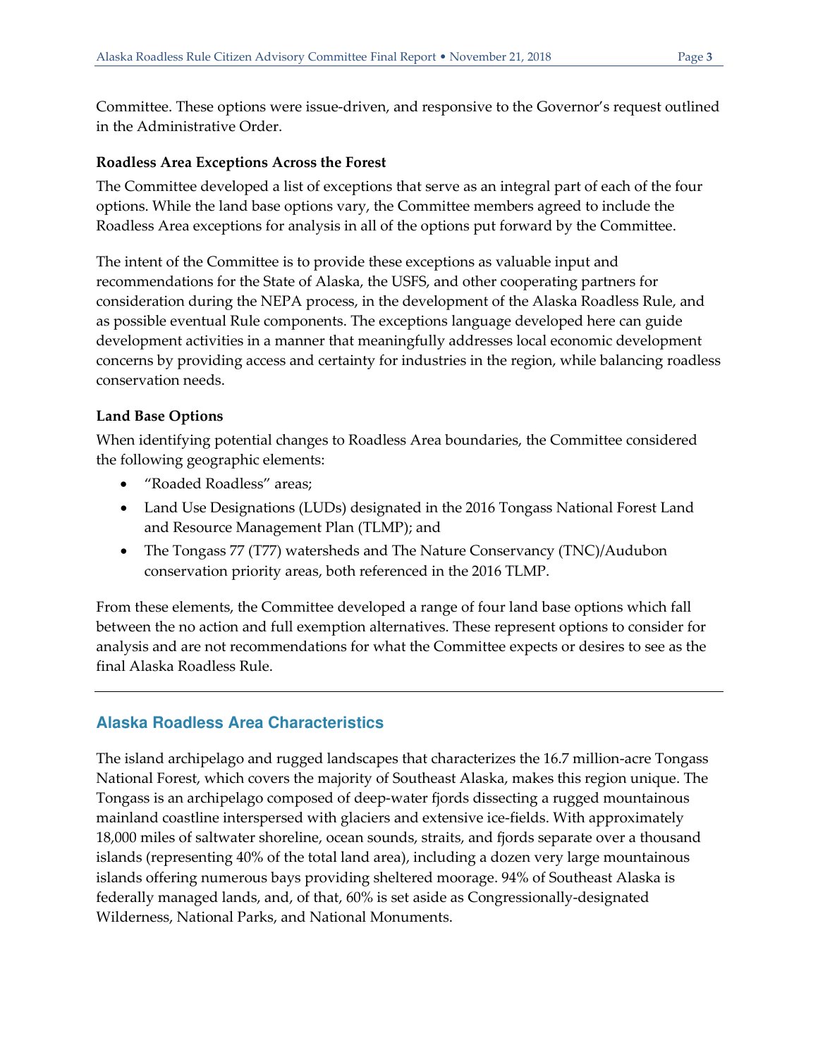Committee. These options were issue-driven, and responsive to the Governor's request outlined in the Administrative Order.

**Roadless Area Exceptions Across the Forest**

The Committee developed a list of exceptions that serve as an integral part of each of the four options. While the land base options vary, the Committee members agreed to include the Roadless Area exceptions for analysis in all of the options put forward by the Committee.

The intent of the Committee is to provide these exceptions as valuable input and recommendations for the State of Alaska, the USFS, and other cooperating partners for consideration during the NEPA process, in the development of the Alaska Roadless Rule, and as possible eventual Rule components. The exceptions language developed here can guide development activities in a manner that meaningfully addresses local economic development concerns by providing access and certainty for industries in the region, while balancing roadless conservation needs.

**Land Base Options**

When identifying potential changes to Roadless Area boundaries, the Committee considered the following geographic elements:

- "Roaded Roadless" areas;
- Land Use Designations (LUDs) designated in the 2016 Tongass National Forest Land and Resource Management Plan (TLMP); and
- The Tongass 77 (T77) watersheds and The Nature Conservancy (TNC)/Audubon conservation priority areas, both referenced in the 2016 TLMP.

From these elements, the Committee developed a range of four land base options which fall between the no action and full exemption alternatives. These represent options to consider for analysis and are not recommendations for what the Committee expects or desires to see as the final Alaska Roadless Rule.

---

## Alaska Roadless Area Characteristics

The island archipelago and rugged landscapes that characterizes the 16.7 million-acre Tongass National Forest, which covers the majority of Southeast Alaska, makes this region unique. The Tongass is an archipelago composed of deep-water fjords dissecting a rugged mountainous mainland coastline interspersed with glaciers and extensive ice-fields. With approximately 18,000 miles of saltwater shoreline, ocean sounds, straits, and fjords separate over a thousand islands (representing 40% of the total land area), including a dozen very large mountainous islands offering numerous bays providing sheltered moorage. 94% of Southeast Alaska is federally managed lands, and, of that, 60% is set aside as Congressionally-designated Wilderness, National Parks, and National Monuments.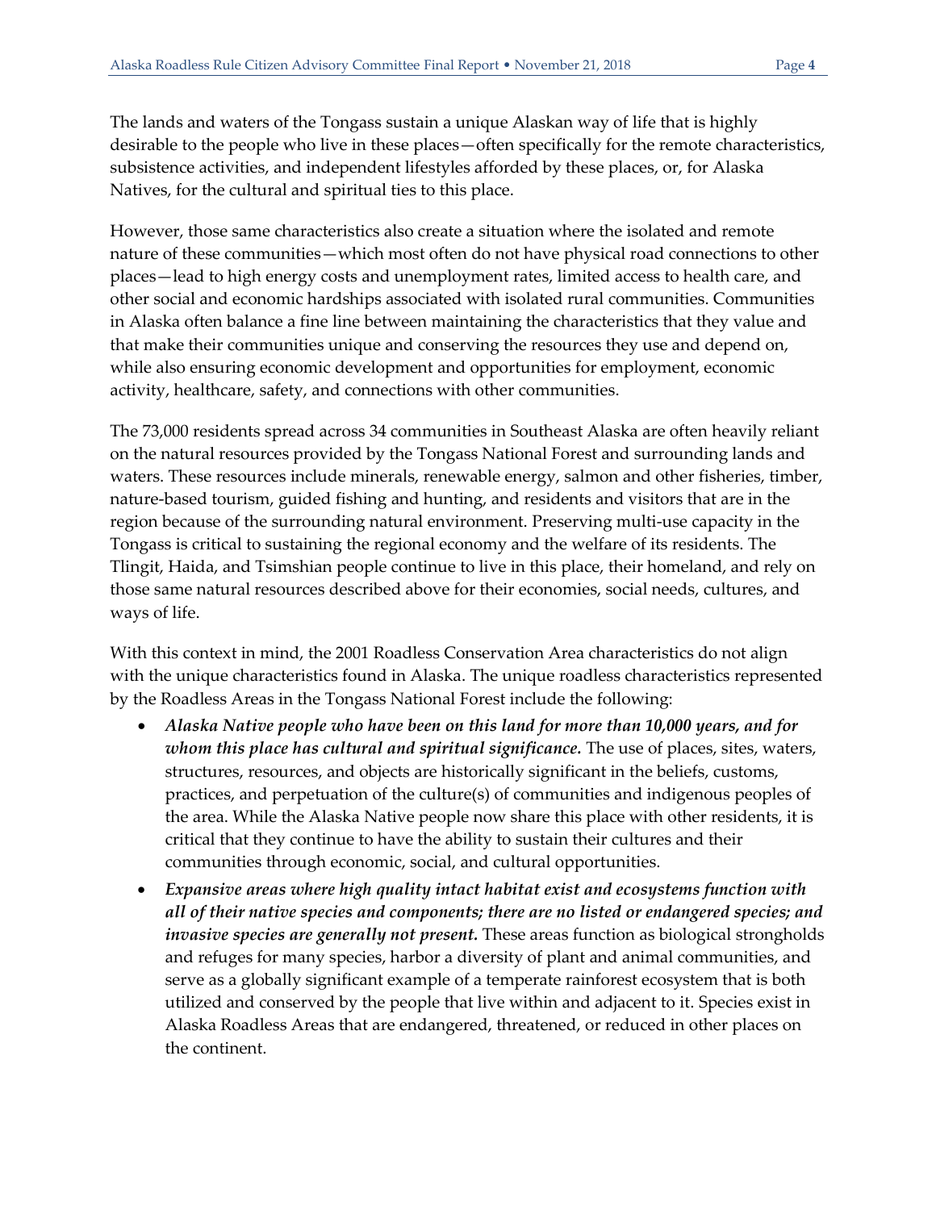The lands and waters of the Tongass sustain a unique Alaskan way of life that is highly desirable to the people who live in these places—often specifically for the remote characteristics, subsistence activities, and independent lifestyles afforded by these places, or, for Alaska Natives, for the cultural and spiritual ties to this place.

However, those same characteristics also create a situation where the isolated and remote nature of these communities—which most often do not have physical road connections to other places—lead to high energy costs and unemployment rates, limited access to health care, and other social and economic hardships associated with isolated rural communities. Communities in Alaska often balance a fine line between maintaining the characteristics that they value and that make their communities unique and conserving the resources they use and depend on, while also ensuring economic development and opportunities for employment, economic activity, healthcare, safety, and connections with other communities.

The 73,000 residents spread across 34 communities in Southeast Alaska are often heavily reliant on the natural resources provided by the Tongass National Forest and surrounding lands and waters. These resources include minerals, renewable energy, salmon and other fisheries, timber, nature-based tourism, guided fishing and hunting, and residents and visitors that are in the region because of the surrounding natural environment. Preserving multi-use capacity in the Tongass is critical to sustaining the regional economy and the welfare of its residents. The Tlingit, Haida, and Tsimshian people continue to live in this place, their homeland, and rely on those same natural resources described above for their economies, social needs, cultures, and ways of life.

With this context in mind, the 2001 Roadless Conservation Area characteristics do not align with the unique characteristics found in Alaska. The unique roadless characteristics represented by the Roadless Areas in the Tongass National Forest include the following:

- ***Alaska Native people who have been on this land for more than 10,000 years, and for whom this place has cultural and spiritual significance.*** The use of places, sites, waters, structures, resources, and objects are historically significant in the beliefs, customs, practices, and perpetuation of the culture(s) of communities and indigenous peoples of the area. While the Alaska Native people now share this place with other residents, it is critical that they continue to have the ability to sustain their cultures and their communities through economic, social, and cultural opportunities.
- ***Expansive areas where high quality intact habitat exist and ecosystems function with all of their native species and components; there are no listed or endangered species; and invasive species are generally not present.*** These areas function as biological strongholds and refuges for many species, harbor a diversity of plant and animal communities, and serve as a globally significant example of a temperate rainforest ecosystem that is both utilized and conserved by the people that live within and adjacent to it. Species exist in Alaska Roadless Areas that are endangered, threatened, or reduced in other places on the continent.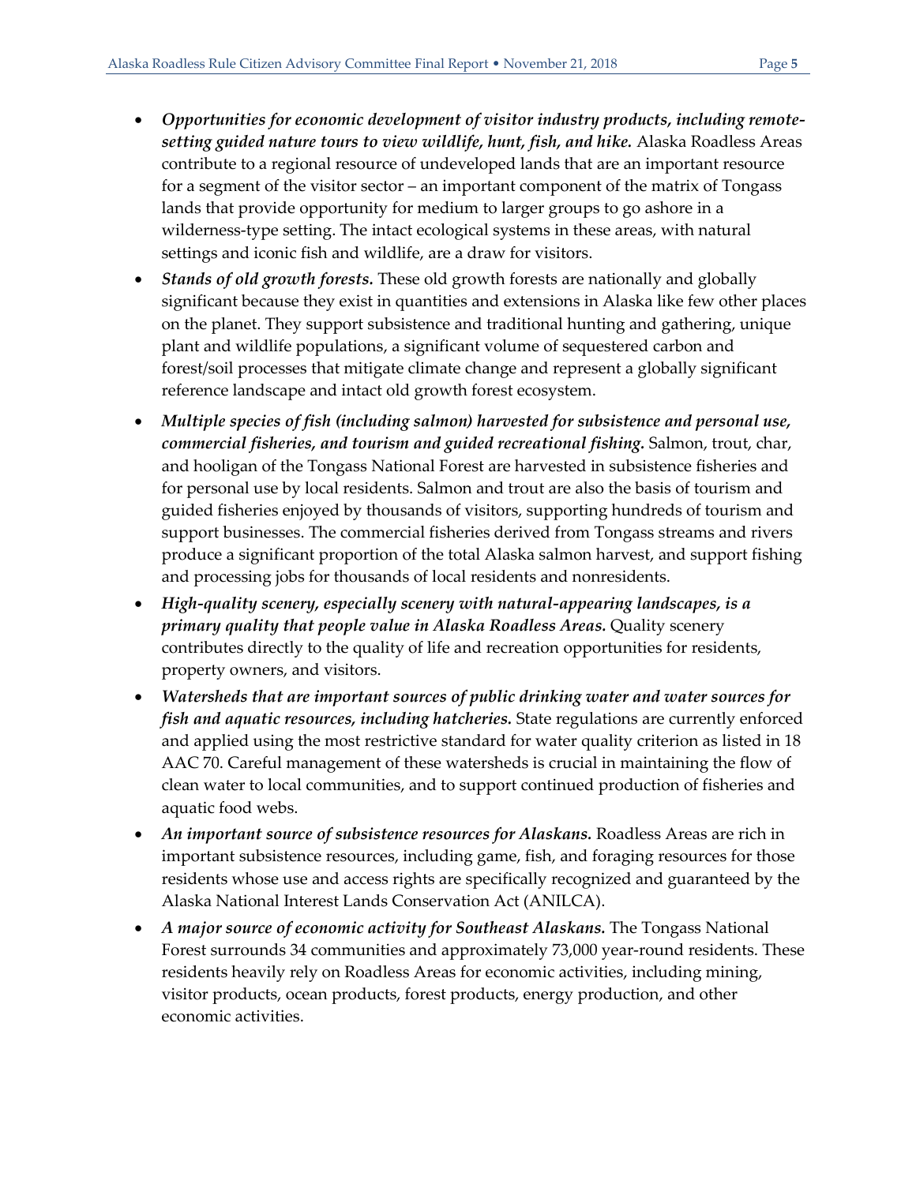- ***Opportunities for economic development of visitor industry products, including remote-setting guided nature tours to view wildlife, hunt, fish, and hike.*** Alaska Roadless Areas contribute to a regional resource of undeveloped lands that are an important resource for a segment of the visitor sector – an important component of the matrix of Tongass lands that provide opportunity for medium to larger groups to go ashore in a wilderness-type setting. The intact ecological systems in these areas, with natural settings and iconic fish and wildlife, are a draw for visitors.
- ***Stands of old growth forests.*** These old growth forests are nationally and globally significant because they exist in quantities and extensions in Alaska like few other places on the planet. They support subsistence and traditional hunting and gathering, unique plant and wildlife populations, a significant volume of sequestered carbon and forest/soil processes that mitigate climate change and represent a globally significant reference landscape and intact old growth forest ecosystem.
- ***Multiple species of fish (including salmon) harvested for subsistence and personal use, commercial fisheries, and tourism and guided recreational fishing.*** Salmon, trout, char, and hooligan of the Tongass National Forest are harvested in subsistence fisheries and for personal use by local residents. Salmon and trout are also the basis of tourism and guided fisheries enjoyed by thousands of visitors, supporting hundreds of tourism and support businesses. The commercial fisheries derived from Tongass streams and rivers produce a significant proportion of the total Alaska salmon harvest, and support fishing and processing jobs for thousands of local residents and nonresidents.
- ***High-quality scenery, especially scenery with natural-appearing landscapes, is a primary quality that people value in Alaska Roadless Areas.*** Quality scenery contributes directly to the quality of life and recreation opportunities for residents, property owners, and visitors.
- ***Watersheds that are important sources of public drinking water and water sources for fish and aquatic resources, including hatcheries.*** State regulations are currently enforced and applied using the most restrictive standard for water quality criterion as listed in 18 AAC 70. Careful management of these watersheds is crucial in maintaining the flow of clean water to local communities, and to support continued production of fisheries and aquatic food webs.
- ***An important source of subsistence resources for Alaskans.*** Roadless Areas are rich in important subsistence resources, including game, fish, and foraging resources for those residents whose use and access rights are specifically recognized and guaranteed by the Alaska National Interest Lands Conservation Act (ANILCA).
- ***A major source of economic activity for Southeast Alaskans.*** The Tongass National Forest surrounds 34 communities and approximately 73,000 year-round residents. These residents heavily rely on Roadless Areas for economic activities, including mining, visitor products, ocean products, forest products, energy production, and other economic activities.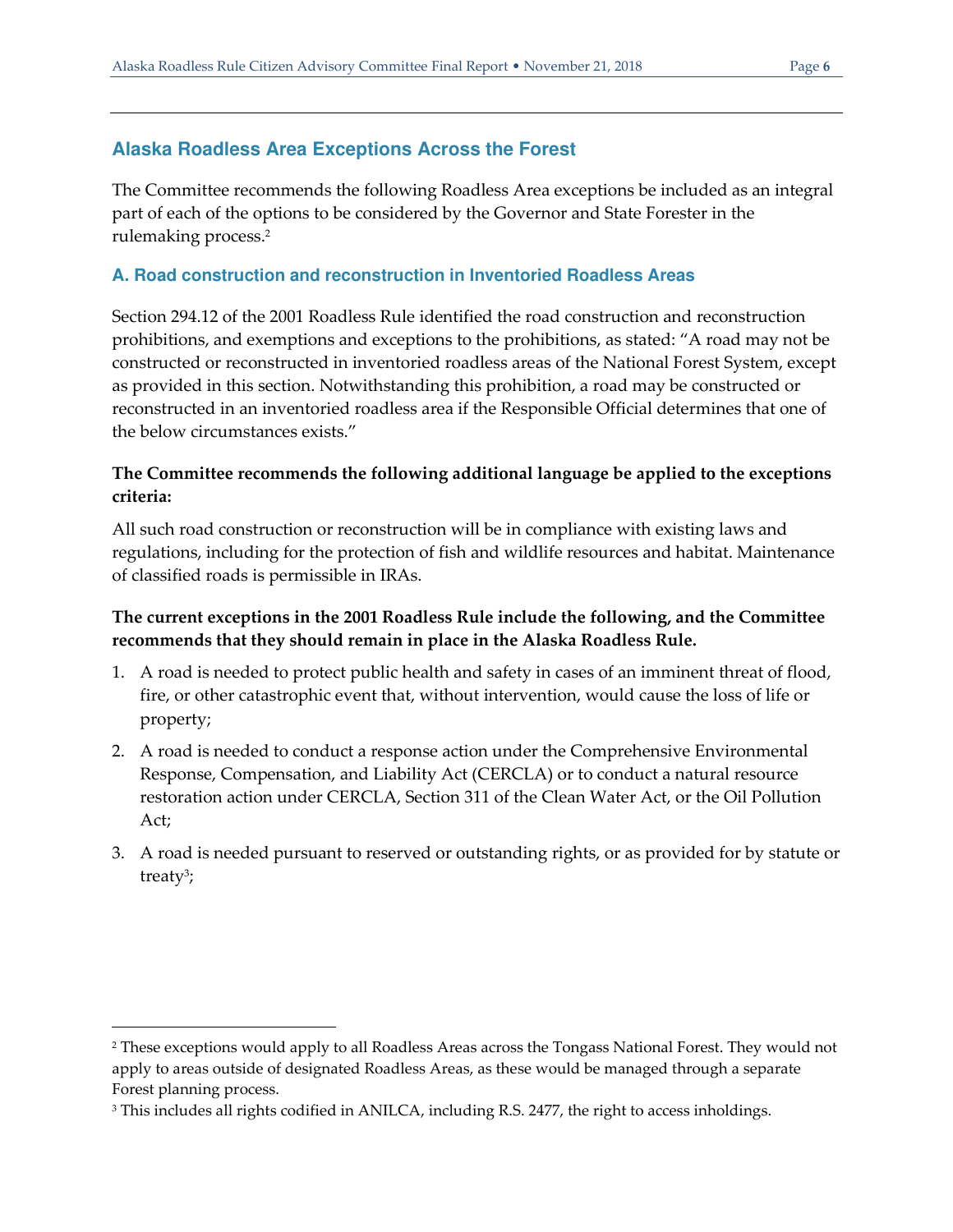## Alaska Roadless Area Exceptions Across the Forest

The Committee recommends the following Roadless Area exceptions be included as an integral part of each of the options to be considered by the Governor and State Forester in the rulemaking process.[2]

### A. Road construction and reconstruction in Inventoried Roadless Areas

Section 294.12 of the 2001 Roadless Rule identified the road construction and reconstruction prohibitions, and exemptions and exceptions to the prohibitions, as stated: "A road may not be constructed or reconstructed in inventoried roadless areas of the National Forest System, except as provided in this section. Notwithstanding this prohibition, a road may be constructed or reconstructed in an inventoried roadless area if the Responsible Official determines that one of the below circumstances exists."

**The Committee recommends the following additional language be applied to the exceptions criteria:**

All such road construction or reconstruction will be in compliance with existing laws and regulations, including for the protection of fish and wildlife resources and habitat. Maintenance of classified roads is permissible in IRAs.

**The current exceptions in the 2001 Roadless Rule include the following, and the Committee recommends that they should remain in place in the Alaska Roadless Rule.**

1. A road is needed to protect public health and safety in cases of an imminent threat of flood, fire, or other catastrophic event that, without intervention, would cause the loss of life or property;
2. A road is needed to conduct a response action under the Comprehensive Environmental Response, Compensation, and Liability Act (CERCLA) or to conduct a natural resource restoration action under CERCLA, Section 311 of the Clean Water Act, or the Oil Pollution Act;
3. A road is needed pursuant to reserved or outstanding rights, or as provided for by statute or treaty[3];

---

[2] These exceptions would apply to all Roadless Areas across the Tongass National Forest. They would not apply to areas outside of designated Roadless Areas, as these would be managed through a separate Forest planning process.

[3] This includes all rights codified in ANILCA, including R.S. 2477, the right to access inholdings.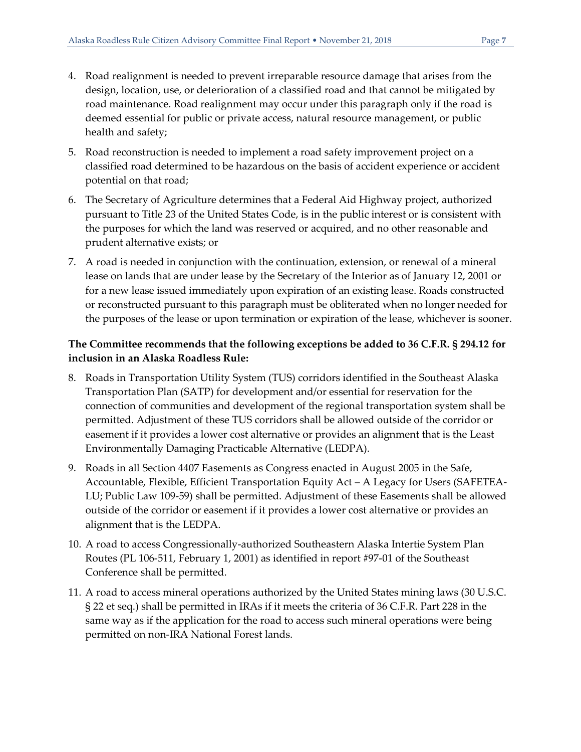4. Road realignment is needed to prevent irreparable resource damage that arises from the design, location, use, or deterioration of a classified road and that cannot be mitigated by road maintenance. Road realignment may occur under this paragraph only if the road is deemed essential for public or private access, natural resource management, or public health and safety;
5. Road reconstruction is needed to implement a road safety improvement project on a classified road determined to be hazardous on the basis of accident experience or accident potential on that road;
6. The Secretary of Agriculture determines that a Federal Aid Highway project, authorized pursuant to Title 23 of the United States Code, is in the public interest or is consistent with the purposes for which the land was reserved or acquired, and no other reasonable and prudent alternative exists; or
7. A road is needed in conjunction with the continuation, extension, or renewal of a mineral lease on lands that are under lease by the Secretary of the Interior as of January 12, 2001 or for a new lease issued immediately upon expiration of an existing lease. Roads constructed or reconstructed pursuant to this paragraph must be obliterated when no longer needed for the purposes of the lease or upon termination or expiration of the lease, whichever is sooner.

**The Committee recommends that the following exceptions be added to 36 C.F.R. § 294.12 for inclusion in an Alaska Roadless Rule:**

8. Roads in Transportation Utility System (TUS) corridors identified in the Southeast Alaska Transportation Plan (SATP) for development and/or essential for reservation for the connection of communities and development of the regional transportation system shall be permitted. Adjustment of these TUS corridors shall be allowed outside of the corridor or easement if it provides a lower cost alternative or provides an alignment that is the Least Environmentally Damaging Practicable Alternative (LEDPA).
9. Roads in all Section 4407 Easements as Congress enacted in August 2005 in the Safe, Accountable, Flexible, Efficient Transportation Equity Act – A Legacy for Users (SAFETEA-LU; Public Law 109-59) shall be permitted. Adjustment of these Easements shall be allowed outside of the corridor or easement if it provides a lower cost alternative or provides an alignment that is the LEDPA.
10. A road to access Congressionally-authorized Southeastern Alaska Intertie System Plan Routes (PL 106-511, February 1, 2001) as identified in report #97-01 of the Southeast Conference shall be permitted.
11. A road to access mineral operations authorized by the United States mining laws (30 U.S.C. § 22 et seq.) shall be permitted in IRAs if it meets the criteria of 36 C.F.R. Part 228 in the same way as if the application for the road to access such mineral operations were being permitted on non-IRA National Forest lands.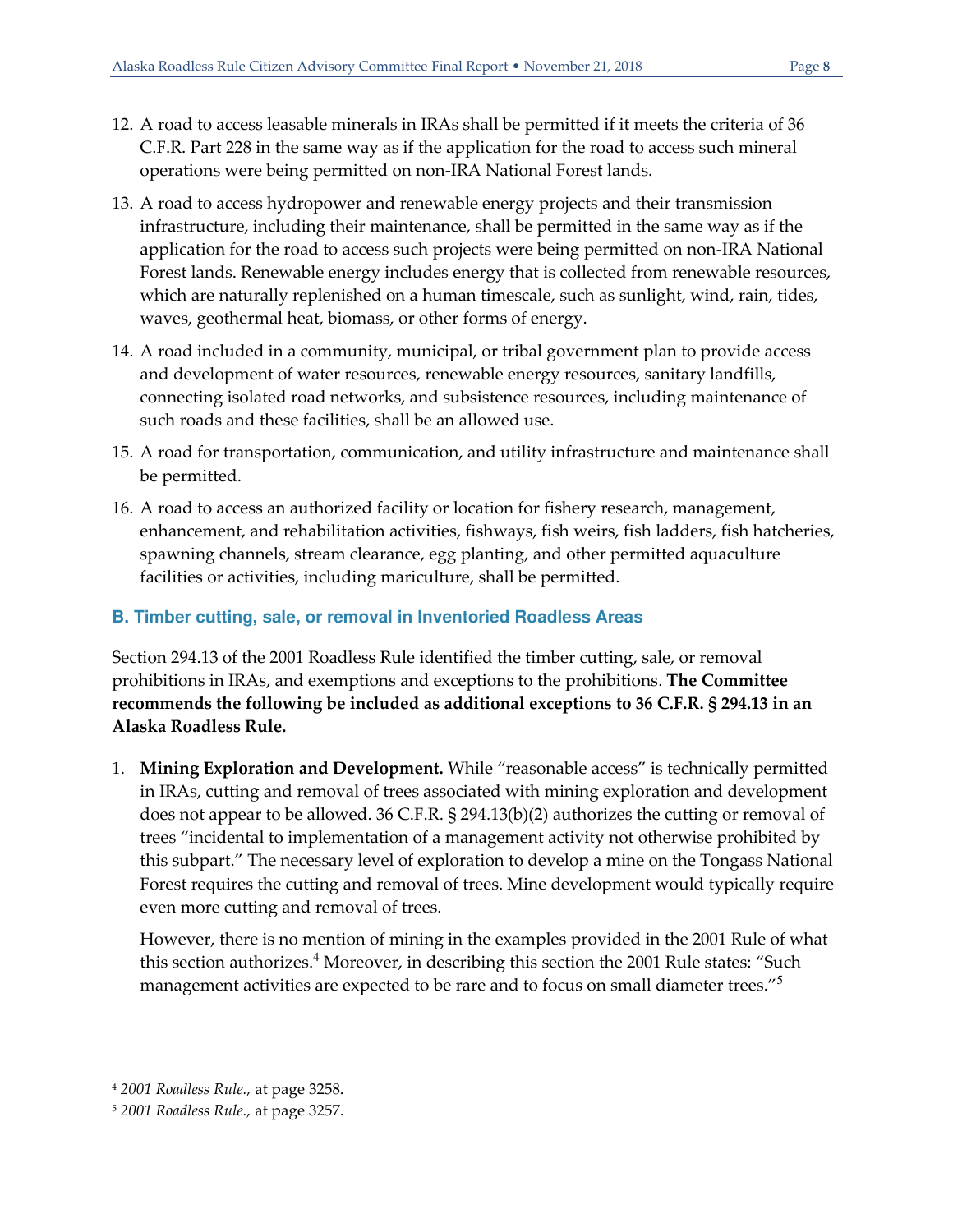12. A road to access leasable minerals in IRAs shall be permitted if it meets the criteria of 36 C.F.R. Part 228 in the same way as if the application for the road to access such mineral operations were being permitted on non-IRA National Forest lands.

13. A road to access hydropower and renewable energy projects and their transmission infrastructure, including their maintenance, shall be permitted in the same way as if the application for the road to access such projects were being permitted on non-IRA National Forest lands. Renewable energy includes energy that is collected from renewable resources, which are naturally replenished on a human timescale, such as sunlight, wind, rain, tides, waves, geothermal heat, biomass, or other forms of energy.

14. A road included in a community, municipal, or tribal government plan to provide access and development of water resources, renewable energy resources, sanitary landfills, connecting isolated road networks, and subsistence resources, including maintenance of such roads and these facilities, shall be an allowed use.

15. A road for transportation, communication, and utility infrastructure and maintenance shall be permitted.

16. A road to access an authorized facility or location for fishery research, management, enhancement, and rehabilitation activities, fishways, fish weirs, fish ladders, fish hatcheries, spawning channels, stream clearance, egg planting, and other permitted aquaculture facilities or activities, including mariculture, shall be permitted.

### B. Timber cutting, sale, or removal in Inventoried Roadless Areas

Section 294.13 of the 2001 Roadless Rule identified the timber cutting, sale, or removal prohibitions in IRAs, and exemptions and exceptions to the prohibitions. **The Committee recommends the following be included as additional exceptions to 36 C.F.R. § 294.13 in an Alaska Roadless Rule.**

1. **Mining Exploration and Development.** While "reasonable access" is technically permitted in IRAs, cutting and removal of trees associated with mining exploration and development does not appear to be allowed. 36 C.F.R. § 294.13(b)(2) authorizes the cutting or removal of trees "incidental to implementation of a management activity not otherwise prohibited by this subpart." The necessary level of exploration to develop a mine on the Tongass National Forest requires the cutting and removal of trees. Mine development would typically require even more cutting and removal of trees.

   However, there is no mention of mining in the examples provided in the 2001 Rule of what this section authorizes.[4] Moreover, in describing this section the 2001 Rule states: "Such management activities are expected to be rare and to focus on small diameter trees."[5]

---

[4] *2001 Roadless Rule.,* at page 3258.

[5] *2001 Roadless Rule.,* at page 3257.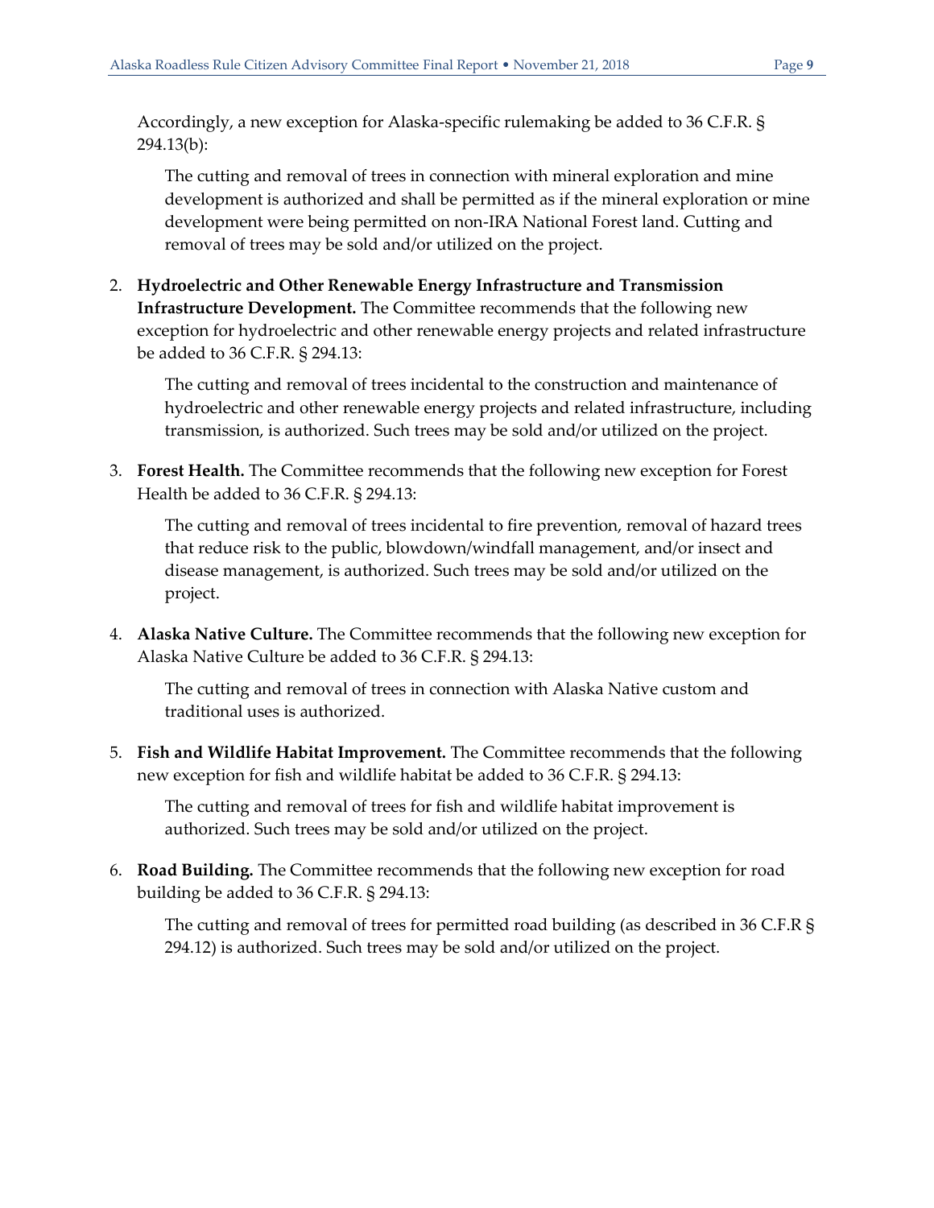Accordingly, a new exception for Alaska-specific rulemaking be added to 36 C.F.R. § 294.13(b):

> The cutting and removal of trees in connection with mineral exploration and mine development is authorized and shall be permitted as if the mineral exploration or mine development were being permitted on non-IRA National Forest land. Cutting and removal of trees may be sold and/or utilized on the project.

2. **Hydroelectric and Other Renewable Energy Infrastructure and Transmission Infrastructure Development.** The Committee recommends that the following new exception for hydroelectric and other renewable energy projects and related infrastructure be added to 36 C.F.R. § 294.13:

   > The cutting and removal of trees incidental to the construction and maintenance of hydroelectric and other renewable energy projects and related infrastructure, including transmission, is authorized. Such trees may be sold and/or utilized on the project.

3. **Forest Health.** The Committee recommends that the following new exception for Forest Health be added to 36 C.F.R. § 294.13:

   > The cutting and removal of trees incidental to fire prevention, removal of hazard trees that reduce risk to the public, blowdown/windfall management, and/or insect and disease management, is authorized. Such trees may be sold and/or utilized on the project.

4. **Alaska Native Culture.** The Committee recommends that the following new exception for Alaska Native Culture be added to 36 C.F.R. § 294.13:

   > The cutting and removal of trees in connection with Alaska Native custom and traditional uses is authorized.

5. **Fish and Wildlife Habitat Improvement.** The Committee recommends that the following new exception for fish and wildlife habitat be added to 36 C.F.R. § 294.13:

   > The cutting and removal of trees for fish and wildlife habitat improvement is authorized. Such trees may be sold and/or utilized on the project.

6. **Road Building.** The Committee recommends that the following new exception for road building be added to 36 C.F.R. § 294.13:

   > The cutting and removal of trees for permitted road building (as described in 36 C.F.R § 294.12) is authorized. Such trees may be sold and/or utilized on the project.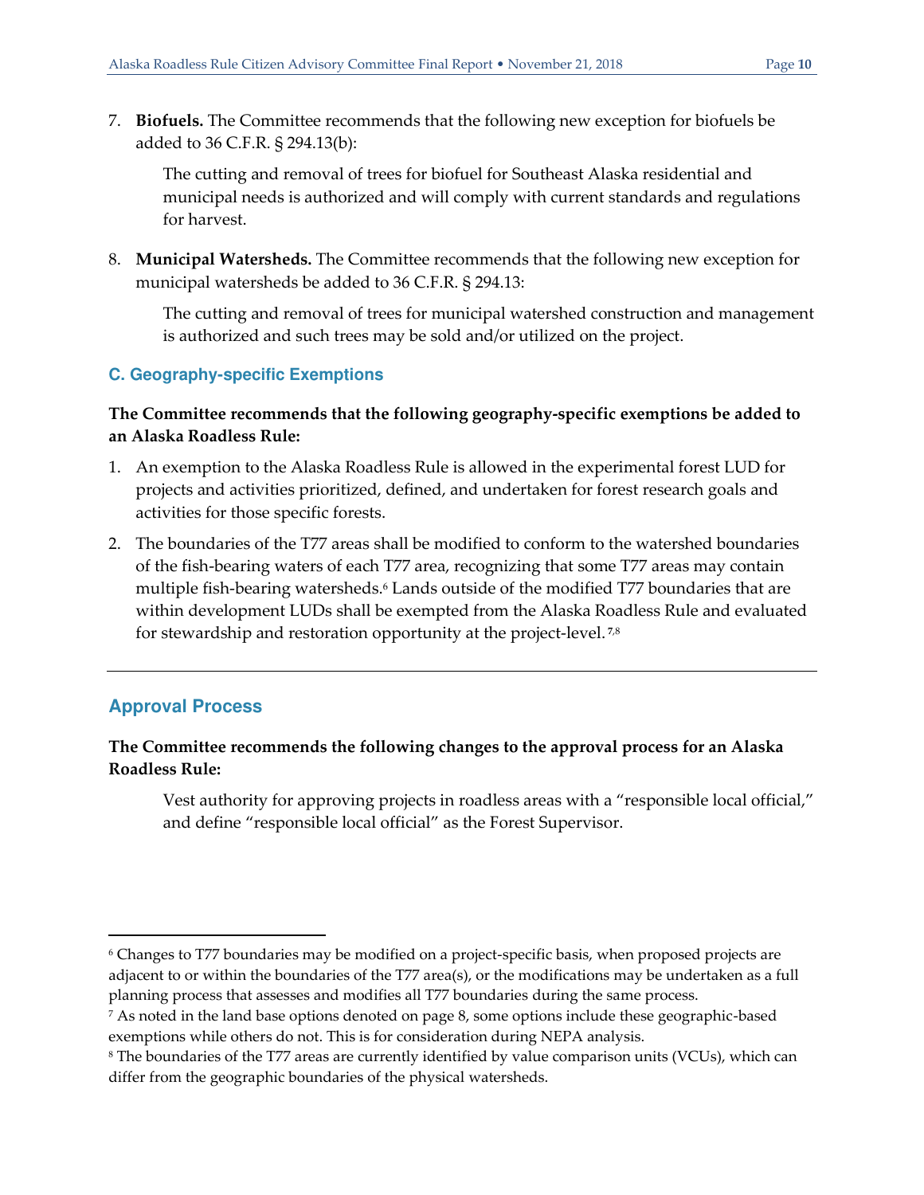7. **Biofuels.** The Committee recommends that the following new exception for biofuels be added to 36 C.F.R. § 294.13(b):

   The cutting and removal of trees for biofuel for Southeast Alaska residential and municipal needs is authorized and will comply with current standards and regulations for harvest.

8. **Municipal Watersheds.** The Committee recommends that the following new exception for municipal watersheds be added to 36 C.F.R. § 294.13:

   The cutting and removal of trees for municipal watershed construction and management is authorized and such trees may be sold and/or utilized on the project.

### C. Geography-specific Exemptions

**The Committee recommends that the following geography-specific exemptions be added to an Alaska Roadless Rule:**

1. An exemption to the Alaska Roadless Rule is allowed in the experimental forest LUD for projects and activities prioritized, defined, and undertaken for forest research goals and activities for those specific forests.
2. The boundaries of the T77 areas shall be modified to conform to the watershed boundaries of the fish-bearing waters of each T77 area, recognizing that some T77 areas may contain multiple fish-bearing watersheds.[6] Lands outside of the modified T77 boundaries that are within development LUDs shall be exempted from the Alaska Roadless Rule and evaluated for stewardship and restoration opportunity at the project-level.[7,8]

---

## Approval Process

**The Committee recommends the following changes to the approval process for an Alaska Roadless Rule:**

> Vest authority for approving projects in roadless areas with a "responsible local official," and define "responsible local official" as the Forest Supervisor.

---

[6] Changes to T77 boundaries may be modified on a project-specific basis, when proposed projects are adjacent to or within the boundaries of the T77 area(s), or the modifications may be undertaken as a full planning process that assesses and modifies all T77 boundaries during the same process.

[7] As noted in the land base options denoted on page 8, some options include these geographic-based exemptions while others do not. This is for consideration during NEPA analysis.

[8] The boundaries of the T77 areas are currently identified by value comparison units (VCUs), which can differ from the geographic boundaries of the physical watersheds.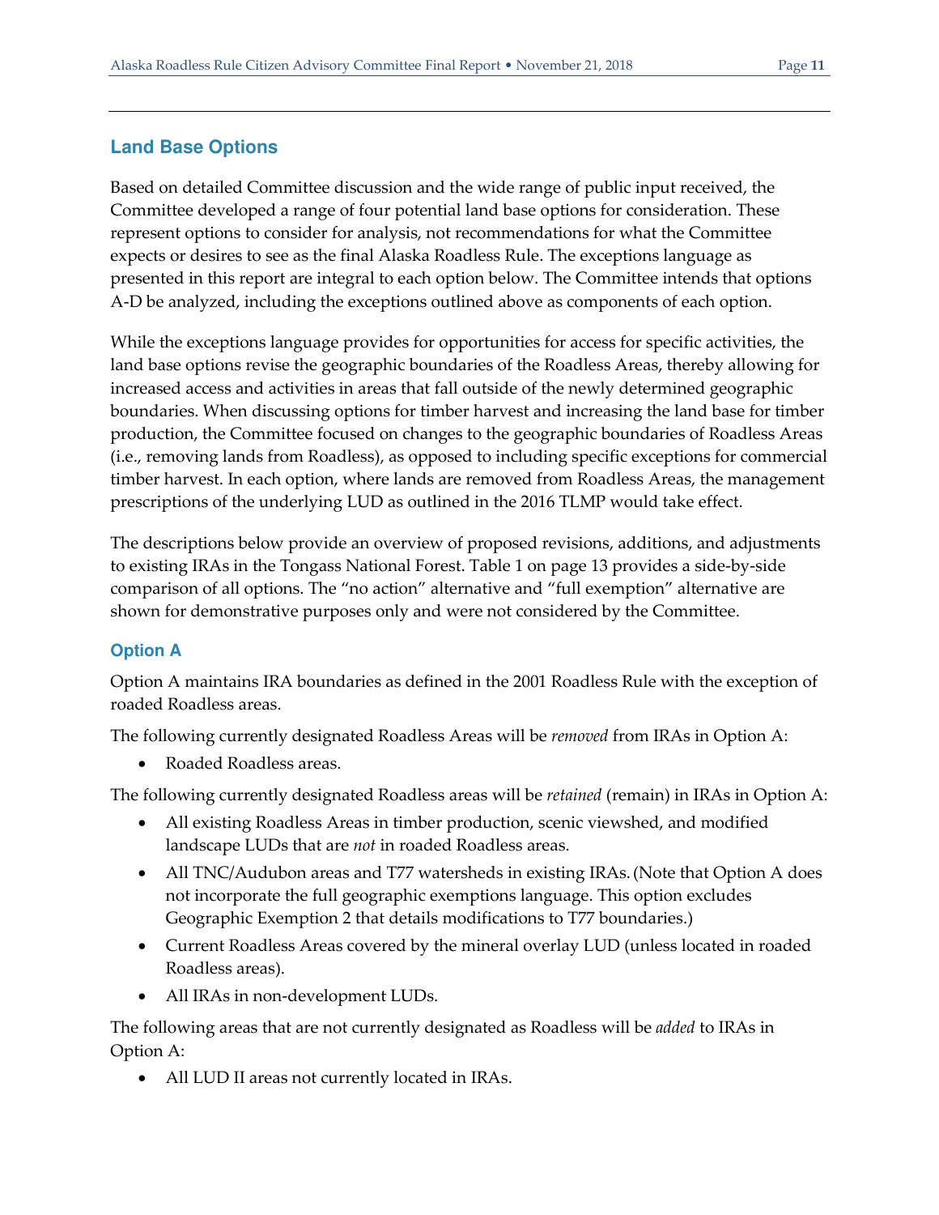## Land Base Options

Based on detailed Committee discussion and the wide range of public input received, the Committee developed a range of four potential land base options for consideration. These represent options to consider for analysis, not recommendations for what the Committee expects or desires to see as the final Alaska Roadless Rule. The exceptions language as presented in this report are integral to each option below. The Committee intends that options A-D be analyzed, including the exceptions outlined above as components of each option.

While the exceptions language provides for opportunities for access for specific activities, the land base options revise the geographic boundaries of the Roadless Areas, thereby allowing for increased access and activities in areas that fall outside of the newly determined geographic boundaries. When discussing options for timber harvest and increasing the land base for timber production, the Committee focused on changes to the geographic boundaries of Roadless Areas (i.e., removing lands from Roadless), as opposed to including specific exceptions for commercial timber harvest. In each option, where lands are removed from Roadless Areas, the management prescriptions of the underlying LUD as outlined in the 2016 TLMP would take effect.

The descriptions below provide an overview of proposed revisions, additions, and adjustments to existing IRAs in the Tongass National Forest. Table 1 on page 13 provides a side-by-side comparison of all options. The "no action" alternative and "full exemption" alternative are shown for demonstrative purposes only and were not considered by the Committee.

### Option A

Option A maintains IRA boundaries as defined in the 2001 Roadless Rule with the exception of roaded Roadless areas.

The following currently designated Roadless Areas will be *removed* from IRAs in Option A:

- Roaded Roadless areas.

The following currently designated Roadless areas will be *retained* (remain) in IRAs in Option A:

- All existing Roadless Areas in timber production, scenic viewshed, and modified landscape LUDs that are *not* in roaded Roadless areas.
- All TNC/Audubon areas and T77 watersheds in existing IRAs. (Note that Option A does not incorporate the full geographic exemptions language. This option excludes Geographic Exemption 2 that details modifications to T77 boundaries.)
- Current Roadless Areas covered by the mineral overlay LUD (unless located in roaded Roadless areas).
- All IRAs in non-development LUDs.

The following areas that are not currently designated as Roadless will be *added* to IRAs in Option A:

- All LUD II areas not currently located in IRAs.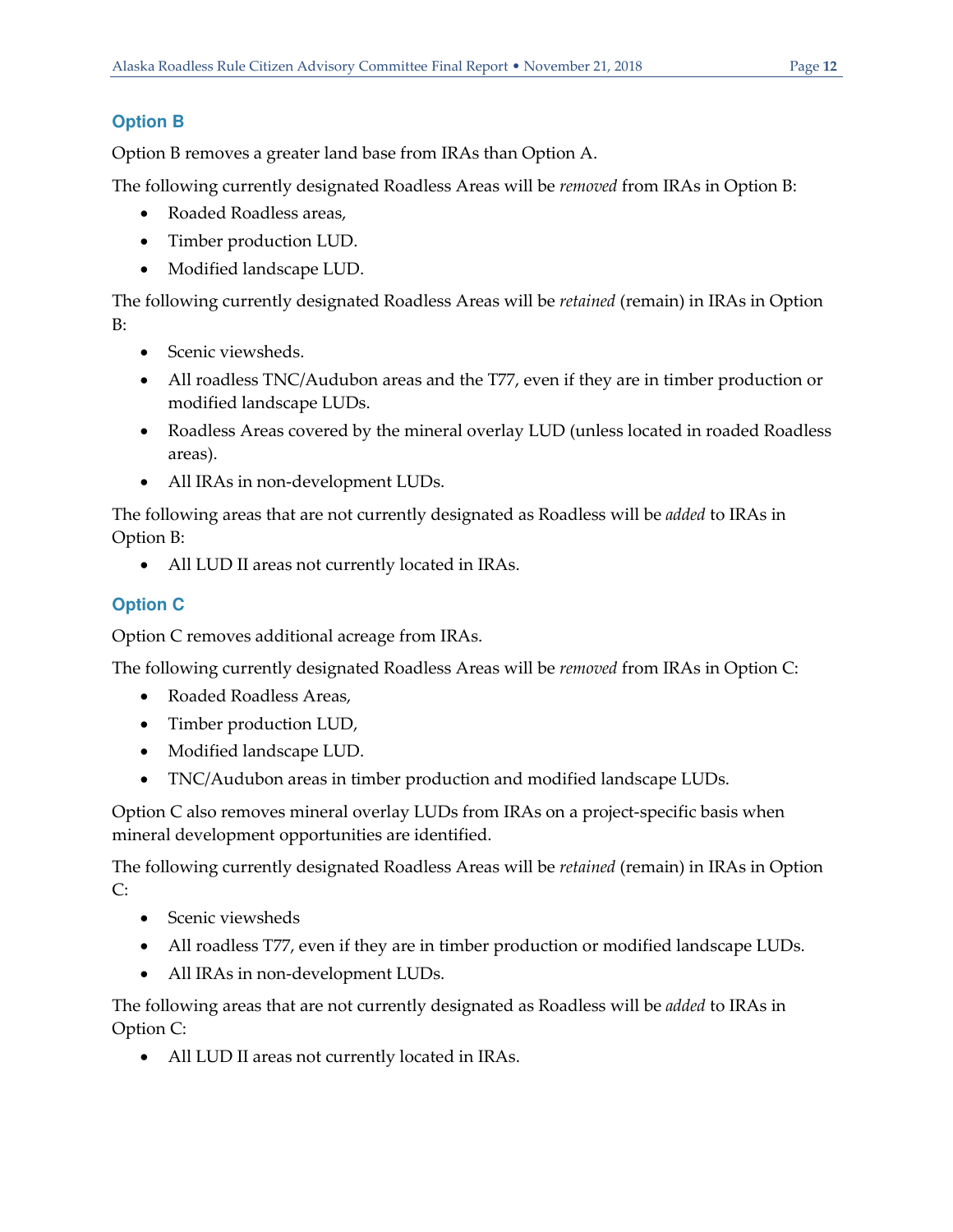### Option B

Option B removes a greater land base from IRAs than Option A.

The following currently designated Roadless Areas will be *removed* from IRAs in Option B:

- Roaded Roadless areas,
- Timber production LUD.
- Modified landscape LUD.

The following currently designated Roadless Areas will be *retained* (remain) in IRAs in Option B:

- Scenic viewsheds.
- All roadless TNC/Audubon areas and the T77, even if they are in timber production or modified landscape LUDs.
- Roadless Areas covered by the mineral overlay LUD (unless located in roaded Roadless areas).
- All IRAs in non-development LUDs.

The following areas that are not currently designated as Roadless will be *added* to IRAs in Option B:

- All LUD II areas not currently located in IRAs.

### Option C

Option C removes additional acreage from IRAs.

The following currently designated Roadless Areas will be *removed* from IRAs in Option C:

- Roaded Roadless Areas,
- Timber production LUD,
- Modified landscape LUD.
- TNC/Audubon areas in timber production and modified landscape LUDs.

Option C also removes mineral overlay LUDs from IRAs on a project-specific basis when mineral development opportunities are identified.

The following currently designated Roadless Areas will be *retained* (remain) in IRAs in Option C:

- Scenic viewsheds
- All roadless T77, even if they are in timber production or modified landscape LUDs.
- All IRAs in non-development LUDs.

The following areas that are not currently designated as Roadless will be *added* to IRAs in Option C:

- All LUD II areas not currently located in IRAs.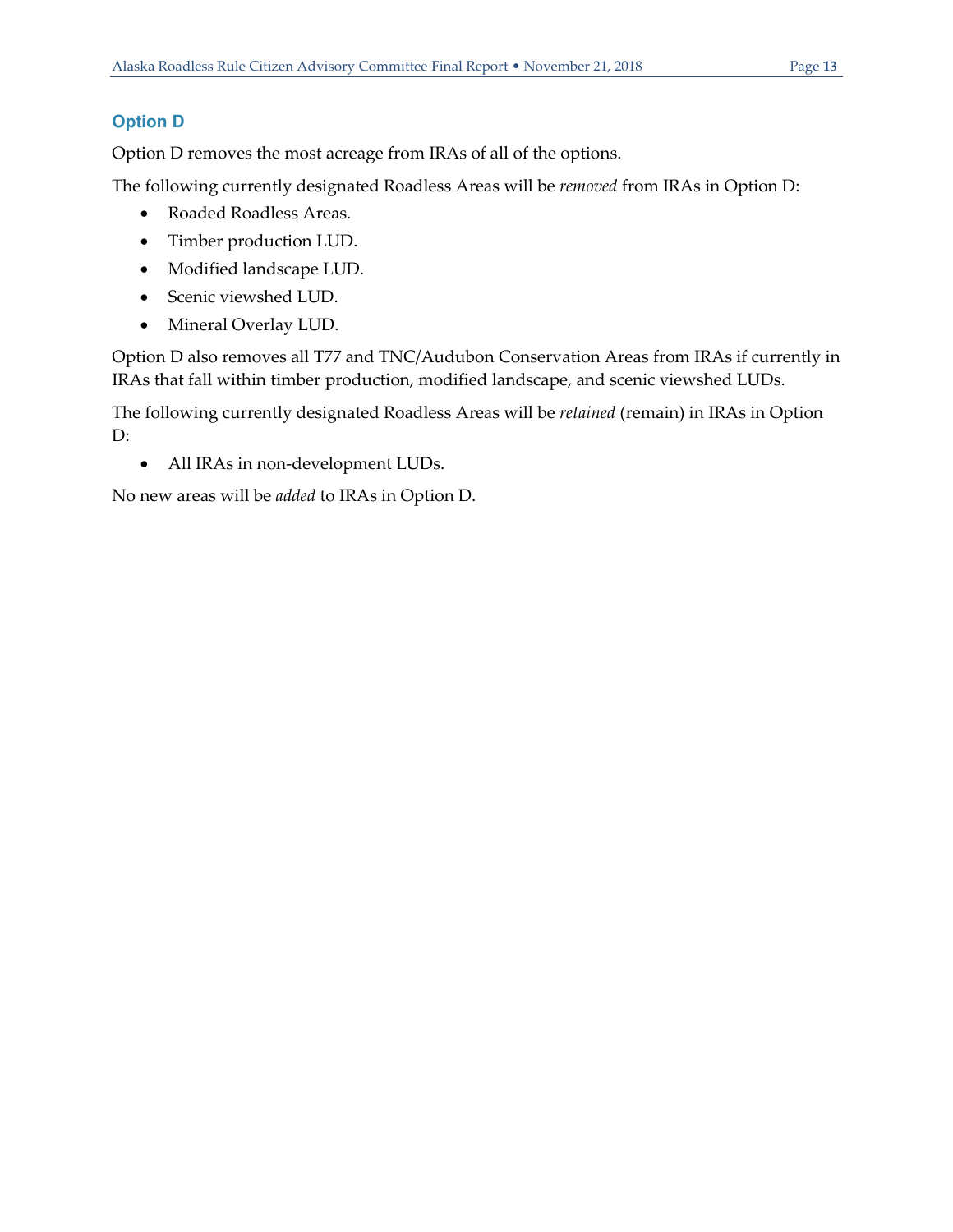### Option D

Option D removes the most acreage from IRAs of all of the options.

The following currently designated Roadless Areas will be *removed* from IRAs in Option D:

- Roaded Roadless Areas.
- Timber production LUD.
- Modified landscape LUD.
- Scenic viewshed LUD.
- Mineral Overlay LUD.

Option D also removes all T77 and TNC/Audubon Conservation Areas from IRAs if currently in IRAs that fall within timber production, modified landscape, and scenic viewshed LUDs.

The following currently designated Roadless Areas will be *retained* (remain) in IRAs in Option D:

- All IRAs in non-development LUDs.

No new areas will be *added* to IRAs in Option D.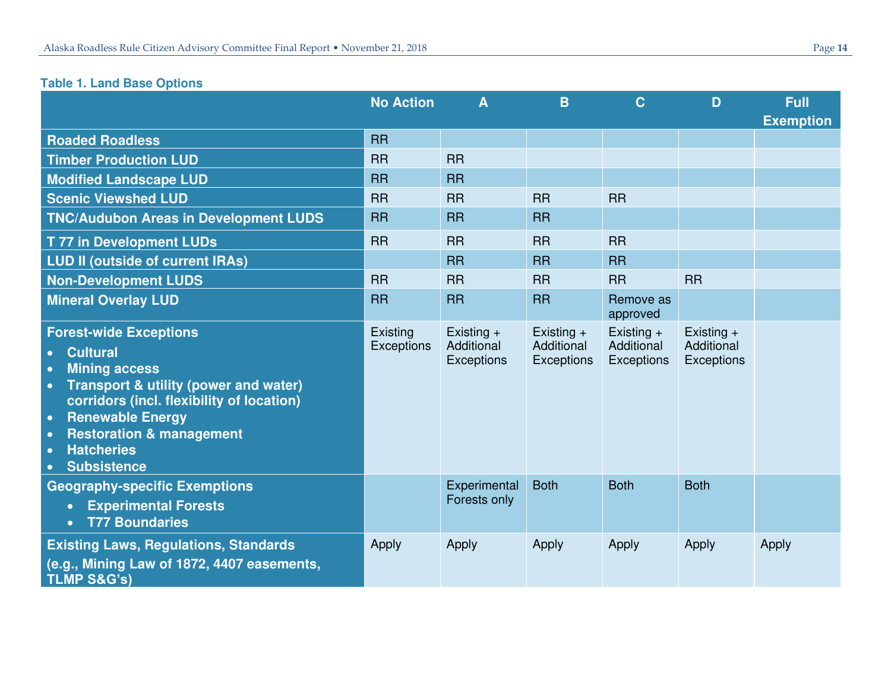**Table 1. Land Base Options**

| | No Action | A | B | C | D | Full Exemption |
|---|---|---|---|---|---|---|
| **Roaded Roadless** | RR | | | | | |
| **Timber Production LUD** | RR | RR | | | | |
| **Modified Landscape LUD** | RR | RR | | | | |
| **Scenic Viewshed LUD** | RR | RR | RR | RR | | |
| **TNC/Audubon Areas in Development LUDS** | RR | RR | RR | | | |
| **T 77 in Development LUDs** | RR | RR | RR | RR | | |
| **LUD II (outside of current IRAs)** | | RR | RR | RR | | |
| **Non-Development LUDS** | RR | RR | RR | RR | RR | |
| **Mineral Overlay LUD** | RR | RR | RR | Remove as approved | | |
| **Forest-wide Exceptions**<br>• **Cultural**<br>• **Mining access**<br>• **Transport & utility (power and water) corridors (incl. flexibility of location)**<br>• **Renewable Energy**<br>• **Restoration & management**<br>• **Hatcheries**<br>• **Subsistence** | Existing Exceptions | Existing + Additional Exceptions | Existing + Additional Exceptions | Existing + Additional Exceptions | Existing + Additional Exceptions | |
| **Geography-specific Exemptions**<br>• **Experimental Forests**<br>• **T77 Boundaries** | | Experimental Forests only | Both | Both | Both | |
| **Existing Laws, Regulations, Standards (e.g., Mining Law of 1872, 4407 easements, TLMP S&G's)** | Apply | Apply | Apply | Apply | Apply | Apply |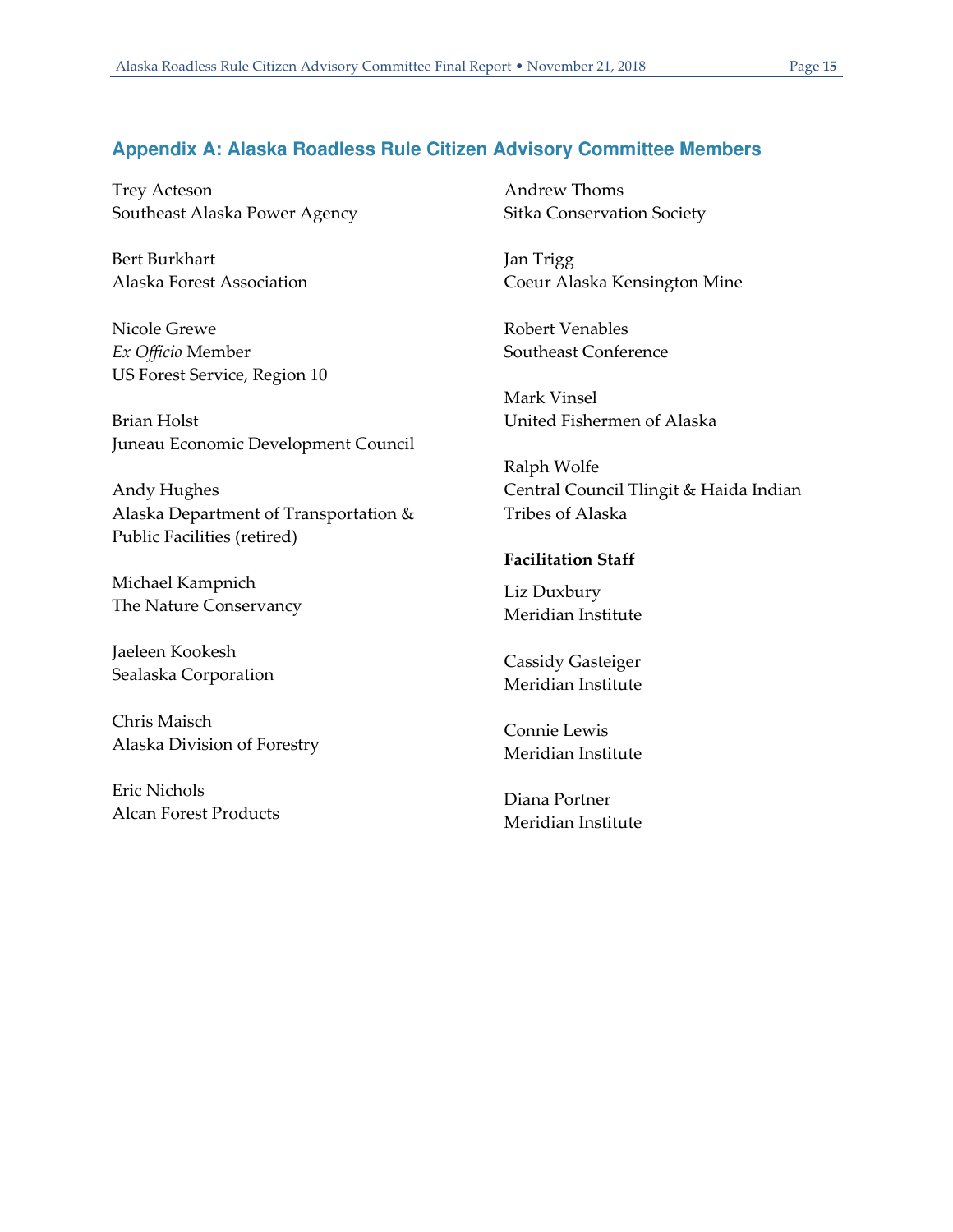## Appendix A: Alaska Roadless Rule Citizen Advisory Committee Members

Trey Acteson
Southeast Alaska Power Agency

Bert Burkhart
Alaska Forest Association

Nicole Grewe
*Ex Officio* Member
US Forest Service, Region 10

Brian Holst
Juneau Economic Development Council

Andy Hughes
Alaska Department of Transportation & Public Facilities (retired)

Michael Kampnich
The Nature Conservancy

Jaeleen Kookesh
Sealaska Corporation

Chris Maisch
Alaska Division of Forestry

Eric Nichols
Alcan Forest Products

Andrew Thoms
Sitka Conservation Society

Jan Trigg
Coeur Alaska Kensington Mine

Robert Venables
Southeast Conference

Mark Vinsel
United Fishermen of Alaska

Ralph Wolfe
Central Council Tlingit & Haida Indian Tribes of Alaska

**Facilitation Staff**

Liz Duxbury
Meridian Institute

Cassidy Gasteiger
Meridian Institute

Connie Lewis
Meridian Institute

Diana Portner
Meridian Institute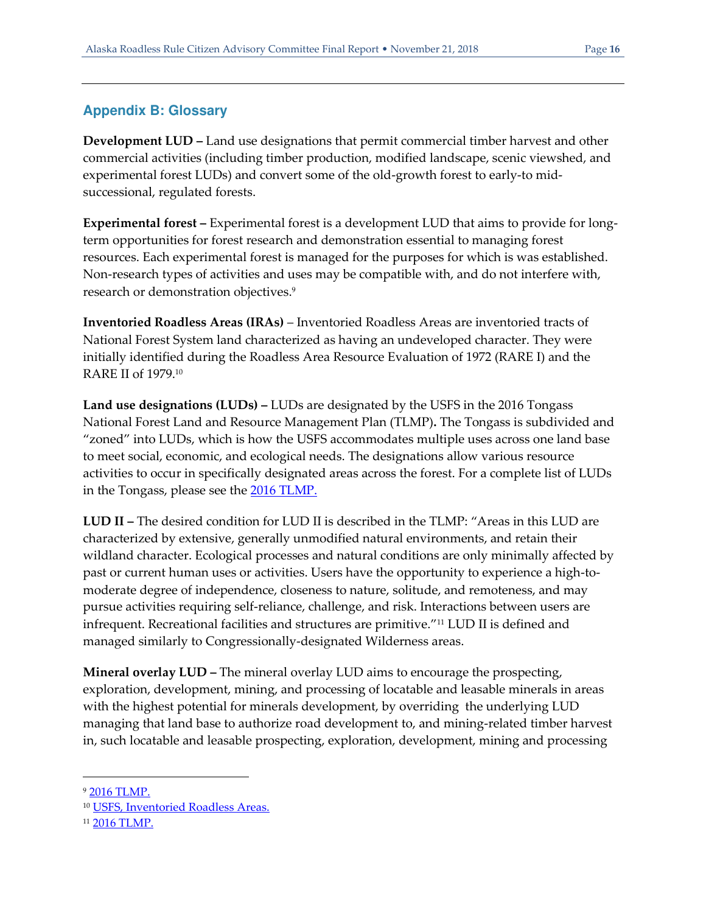## Appendix B: Glossary

**Development LUD –** Land use designations that permit commercial timber harvest and other commercial activities (including timber production, modified landscape, scenic viewshed, and experimental forest LUDs) and convert some of the old-growth forest to early-to mid-successional, regulated forests.

**Experimental forest –** Experimental forest is a development LUD that aims to provide for long-term opportunities for forest research and demonstration essential to managing forest resources. Each experimental forest is managed for the purposes for which is was established. Non-research types of activities and uses may be compatible with, and do not interfere with, research or demonstration objectives.[9]

**Inventoried Roadless Areas (IRAs)** – Inventoried Roadless Areas are inventoried tracts of National Forest System land characterized as having an undeveloped character. They were initially identified during the Roadless Area Resource Evaluation of 1972 (RARE I) and the RARE II of 1979.[10]

**Land use designations (LUDs) –** LUDs are designated by the USFS in the 2016 Tongass National Forest Land and Resource Management Plan (TLMP)**.** The Tongass is subdivided and "zoned" into LUDs, which is how the USFS accommodates multiple uses across one land base to meet social, economic, and ecological needs. The designations allow various resource activities to occur in specifically designated areas across the forest. For a complete list of LUDs in the Tongass, please see the 2016 TLMP.

**LUD II –** The desired condition for LUD II is described in the TLMP: "Areas in this LUD are characterized by extensive, generally unmodified natural environments, and retain their wildland character. Ecological processes and natural conditions are only minimally affected by past or current human uses or activities. Users have the opportunity to experience a high-to-moderate degree of independence, closeness to nature, solitude, and remoteness, and may pursue activities requiring self-reliance, challenge, and risk. Interactions between users are infrequent. Recreational facilities and structures are primitive."[11] LUD II is defined and managed similarly to Congressionally-designated Wilderness areas.

**Mineral overlay LUD –** The mineral overlay LUD aims to encourage the prospecting, exploration, development, mining, and processing of locatable and leasable minerals in areas with the highest potential for minerals development, by overriding the underlying LUD managing that land base to authorize road development to, and mining-related timber harvest in, such locatable and leasable prospecting, exploration, development, mining and processing

---

[9] 2016 TLMP.

[10] USFS, Inventoried Roadless Areas.

[11] 2016 TLMP.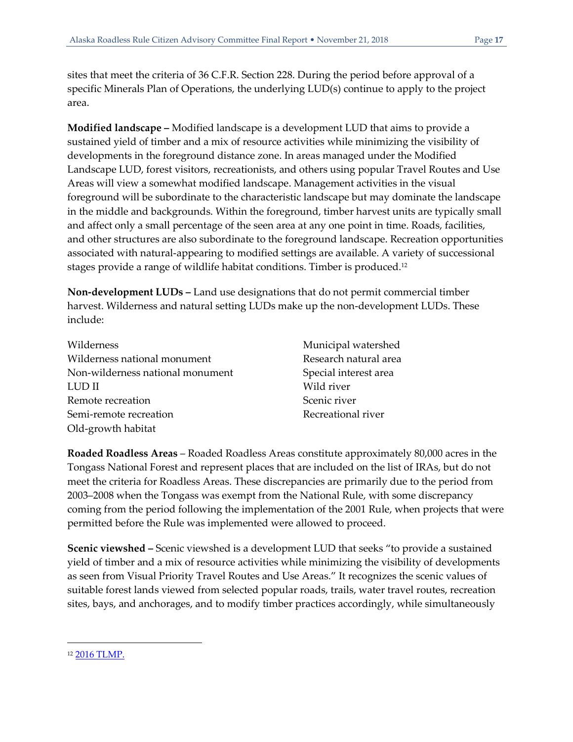sites that meet the criteria of 36 C.F.R. Section 228. During the period before approval of a specific Minerals Plan of Operations, the underlying LUD(s) continue to apply to the project area.

**Modified landscape –** Modified landscape is a development LUD that aims to provide a sustained yield of timber and a mix of resource activities while minimizing the visibility of developments in the foreground distance zone. In areas managed under the Modified Landscape LUD, forest visitors, recreationists, and others using popular Travel Routes and Use Areas will view a somewhat modified landscape. Management activities in the visual foreground will be subordinate to the characteristic landscape but may dominate the landscape in the middle and backgrounds. Within the foreground, timber harvest units are typically small and affect only a small percentage of the seen area at any one point in time. Roads, facilities, and other structures are also subordinate to the foreground landscape. Recreation opportunities associated with natural-appearing to modified settings are available. A variety of successional stages provide a range of wildlife habitat conditions. Timber is produced.[12]

**Non-development LUDs –** Land use designations that do not permit commercial timber harvest. Wilderness and natural setting LUDs make up the non-development LUDs. These include:

- Wilderness
- Wilderness national monument
- Non-wilderness national monument
- LUD II
- Remote recreation
- Semi-remote recreation
- Old-growth habitat
- Municipal watershed
- Research natural area
- Special interest area
- Wild river
- Scenic river
- Recreational river

**Roaded Roadless Areas** – Roaded Roadless Areas constitute approximately 80,000 acres in the Tongass National Forest and represent places that are included on the list of IRAs, but do not meet the criteria for Roadless Areas. These discrepancies are primarily due to the period from 2003–2008 when the Tongass was exempt from the National Rule, with some discrepancy coming from the period following the implementation of the 2001 Rule, when projects that were permitted before the Rule was implemented were allowed to proceed.

**Scenic viewshed –** Scenic viewshed is a development LUD that seeks "to provide a sustained yield of timber and a mix of resource activities while minimizing the visibility of developments as seen from Visual Priority Travel Routes and Use Areas." It recognizes the scenic values of suitable forest lands viewed from selected popular roads, trails, water travel routes, recreation sites, bays, and anchorages, and to modify timber practices accordingly, while simultaneously

---

[12] 2016 TLMP.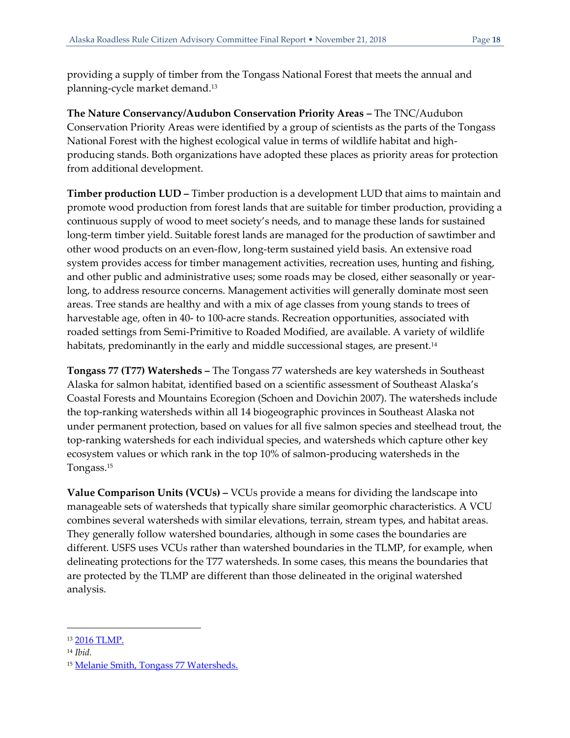providing a supply of timber from the Tongass National Forest that meets the annual and planning-cycle market demand.[13]

**The Nature Conservancy/Audubon Conservation Priority Areas –** The TNC/Audubon Conservation Priority Areas were identified by a group of scientists as the parts of the Tongass National Forest with the highest ecological value in terms of wildlife habitat and high-producing stands. Both organizations have adopted these places as priority areas for protection from additional development.

**Timber production LUD –** Timber production is a development LUD that aims to maintain and promote wood production from forest lands that are suitable for timber production, providing a continuous supply of wood to meet society's needs, and to manage these lands for sustained long-term timber yield. Suitable forest lands are managed for the production of sawtimber and other wood products on an even-flow, long-term sustained yield basis. An extensive road system provides access for timber management activities, recreation uses, hunting and fishing, and other public and administrative uses; some roads may be closed, either seasonally or year-long, to address resource concerns. Management activities will generally dominate most seen areas. Tree stands are healthy and with a mix of age classes from young stands to trees of harvestable age, often in 40- to 100-acre stands. Recreation opportunities, associated with roaded settings from Semi-Primitive to Roaded Modified, are available. A variety of wildlife habitats, predominantly in the early and middle successional stages, are present.[14]

**Tongass 77 (T77) Watersheds –** The Tongass 77 watersheds are key watersheds in Southeast Alaska for salmon habitat, identified based on a scientific assessment of Southeast Alaska's Coastal Forests and Mountains Ecoregion (Schoen and Dovichin 2007). The watersheds include the top-ranking watersheds within all 14 biogeographic provinces in Southeast Alaska not under permanent protection, based on values for all five salmon species and steelhead trout, the top-ranking watersheds for each individual species, and watersheds which capture other key ecosystem values or which rank in the top 10% of salmon-producing watersheds in the Tongass.[15]

**Value Comparison Units (VCUs) –** VCUs provide a means for dividing the landscape into manageable sets of watersheds that typically share similar geomorphic characteristics. A VCU combines several watersheds with similar elevations, terrain, stream types, and habitat areas. They generally follow watershed boundaries, although in some cases the boundaries are different. USFS uses VCUs rather than watershed boundaries in the TLMP, for example, when delineating protections for the T77 watersheds. In some cases, this means the boundaries that are protected by the TLMP are different than those delineated in the original watershed analysis.

---

[13] 2016 TLMP.

[14] *Ibid.*

[15] Melanie Smith, Tongass 77 Watersheds.